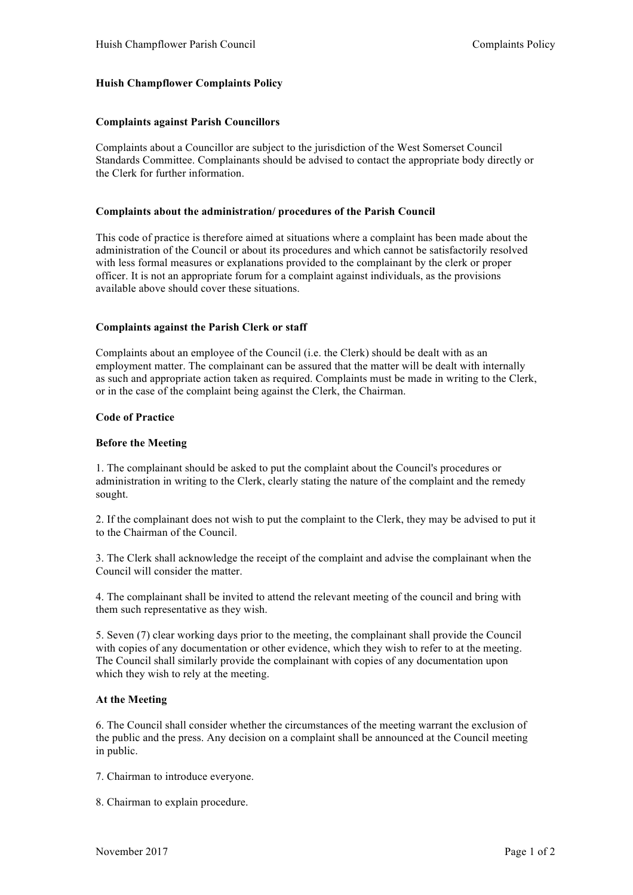# Huish Champflower Complaints Policy

## Complaints against Parish Councillors

Complaints about a Councillor are subject to the jurisdiction of the West Somerset Council Standards Committee. Complainants should be advised to contact the appropriate body directly or the Clerk for further information.

## Complaints about the administration/ procedures of the Parish Council

This code of practice is therefore aimed at situations where a complaint has been made about the administration of the Council or about its procedures and which cannot be satisfactorily resolved with less formal measures or explanations provided to the complainant by the clerk or proper officer. It is not an appropriate forum for a complaint against individuals, as the provisions available above should cover these situations.

## Complaints against the Parish Clerk or staff

Complaints about an employee of the Council (i.e. the Clerk) should be dealt with as an employment matter. The complainant can be assured that the matter will be dealt with internally as such and appropriate action taken as required. Complaints must be made in writing to the Clerk, or in the case of the complaint being against the Clerk, the Chairman.

## Code of Practice

### Before the Meeting

1. The complainant should be asked to put the complaint about the Council's procedures or administration in writing to the Clerk, clearly stating the nature of the complaint and the remedy sought.

2. If the complainant does not wish to put the complaint to the Clerk, they may be advised to put it to the Chairman of the Council.

3. The Clerk shall acknowledge the receipt of the complaint and advise the complainant when the Council will consider the matter.

4. The complainant shall be invited to attend the relevant meeting of the council and bring with them such representative as they wish.

5. Seven (7) clear working days prior to the meeting, the complainant shall provide the Council with copies of any documentation or other evidence, which they wish to refer to at the meeting. The Council shall similarly provide the complainant with copies of any documentation upon which they wish to rely at the meeting.

### At the Meeting

6. The Council shall consider whether the circumstances of the meeting warrant the exclusion of the public and the press. Any decision on a complaint shall be announced at the Council meeting in public.

7. Chairman to introduce everyone.

8. Chairman to explain procedure.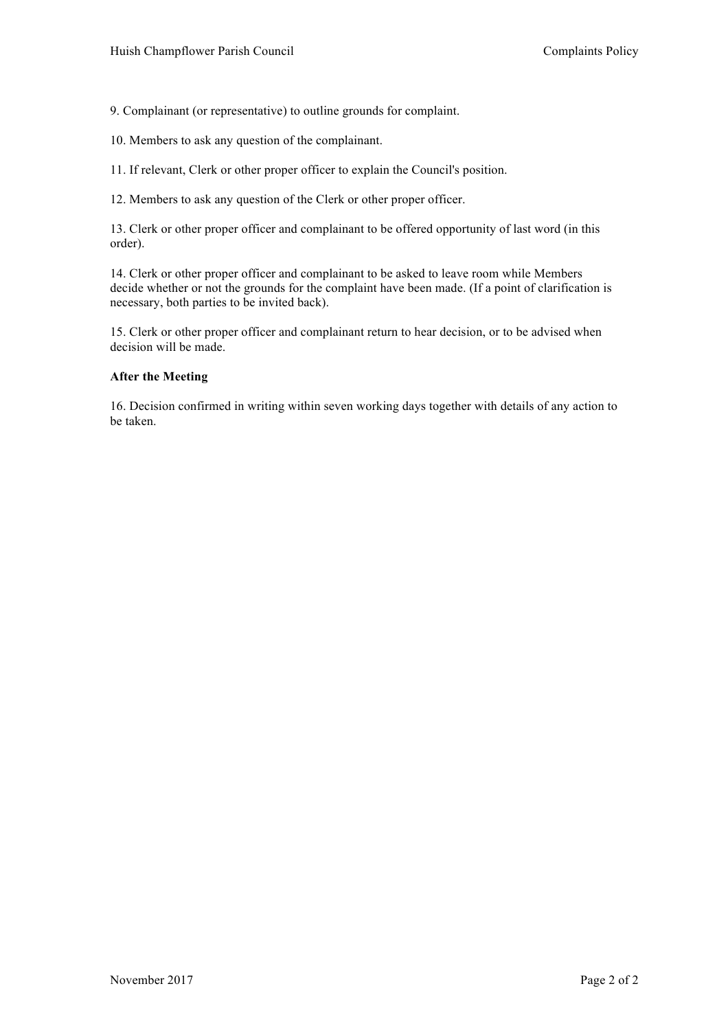9. Complainant (or representative) to outline grounds for complaint.

10. Members to ask any question of the complainant.

11. If relevant, Clerk or other proper officer to explain the Council's position.

12. Members to ask any question of the Clerk or other proper officer.

13. Clerk or other proper officer and complainant to be offered opportunity of last word (in this order).

14. Clerk or other proper officer and complainant to be asked to leave room while Members decide whether or not the grounds for the complaint have been made. (If a point of clarification is necessary, both parties to be invited back).

15. Clerk or other proper officer and complainant return to hear decision, or to be advised when decision will be made.

**After the Meeting**

16. Decision confirmed in writing within seven working days together with details of any action to be taken.